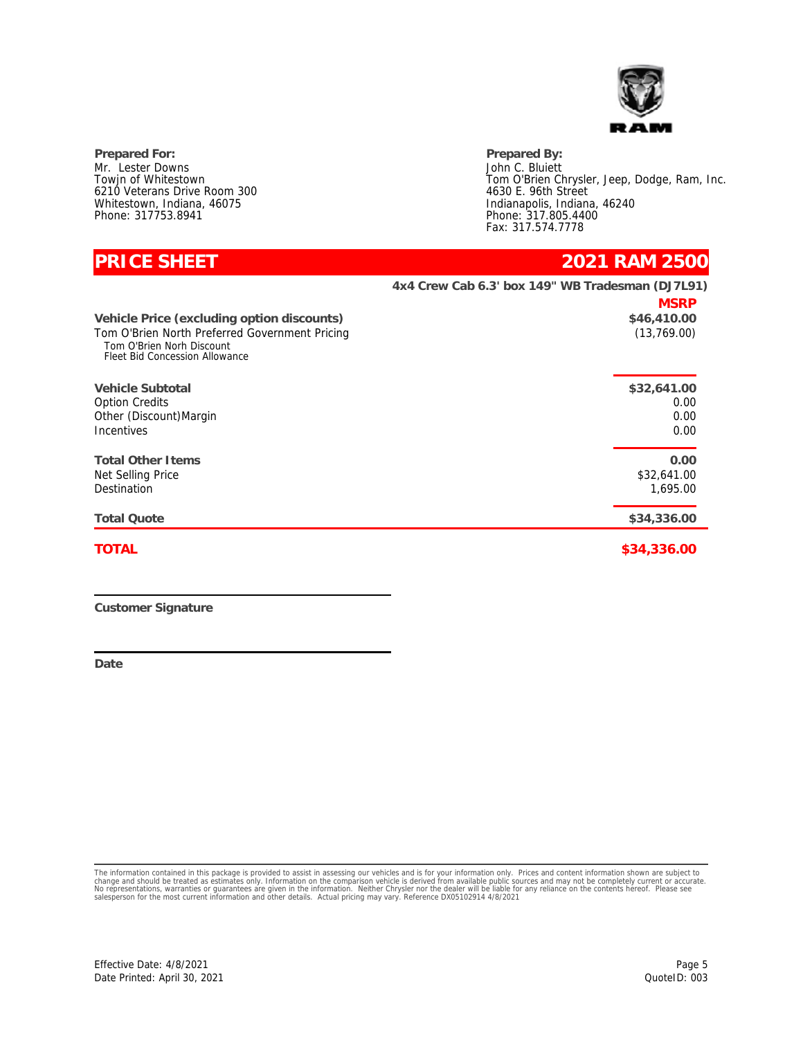**Prepared For:**
Mr. Lester Downs
Towjn of Whitestown
6210 Veterans Drive Room 300
Whitestown, Indiana, 46075
Phone: 317753.8941

**Prepared By:**
John C. Bluiett
Tom O'Brien Chrysler, Jeep, Dodge, Ram, Inc.
4630 E. 96th Street
Indianapolis, Indiana, 46240
Phone: 317.805.4400
Fax: 317.574.7778

# PRICE SHEET — 2021 RAM 2500

**4x4 Crew Cab 6.3' box 149" WB Tradesman (DJ7L91)**

| | **MSRP** |
|---|---|
| **Vehicle Price (excluding option discounts)** | **$46,410.00** |
| Tom O'Brien North Preferred Government Pricing | (13,769.00) |
| Tom O'Brien Norh Discount | |
| Fleet Bid Concession Allowance | |
| **Vehicle Subtotal** | **$32,641.00** |
| Option Credits | 0.00 |
| Other (Discount)Margin | 0.00 |
| Incentives | 0.00 |
| **Total Other Items** | **0.00** |
| Net Selling Price | $32,641.00 |
| Destination | 1,695.00 |
| **Total Quote** | **$34,336.00** |
| **TOTAL** | **$34,336.00** |

**Customer Signature**

**Date**

The information contained in this package is provided to assist in assessing our vehicles and is for your information only. Prices and content information shown are subject to change and should be treated as estimates only. Information on the comparison vehicle is derived from available public sources and may not be completely current or accurate. No representations, warranties or guarantees are given in the information. Neither Chrysler nor the dealer will be liable for any reliance on the contents hereof. Please see salesperson for the most current information and other details. Actual pricing may vary. Reference DX05102914 4/8/2021

Effective Date: 4/8/2021
Date Printed: April 30, 2021

QuoteID: 003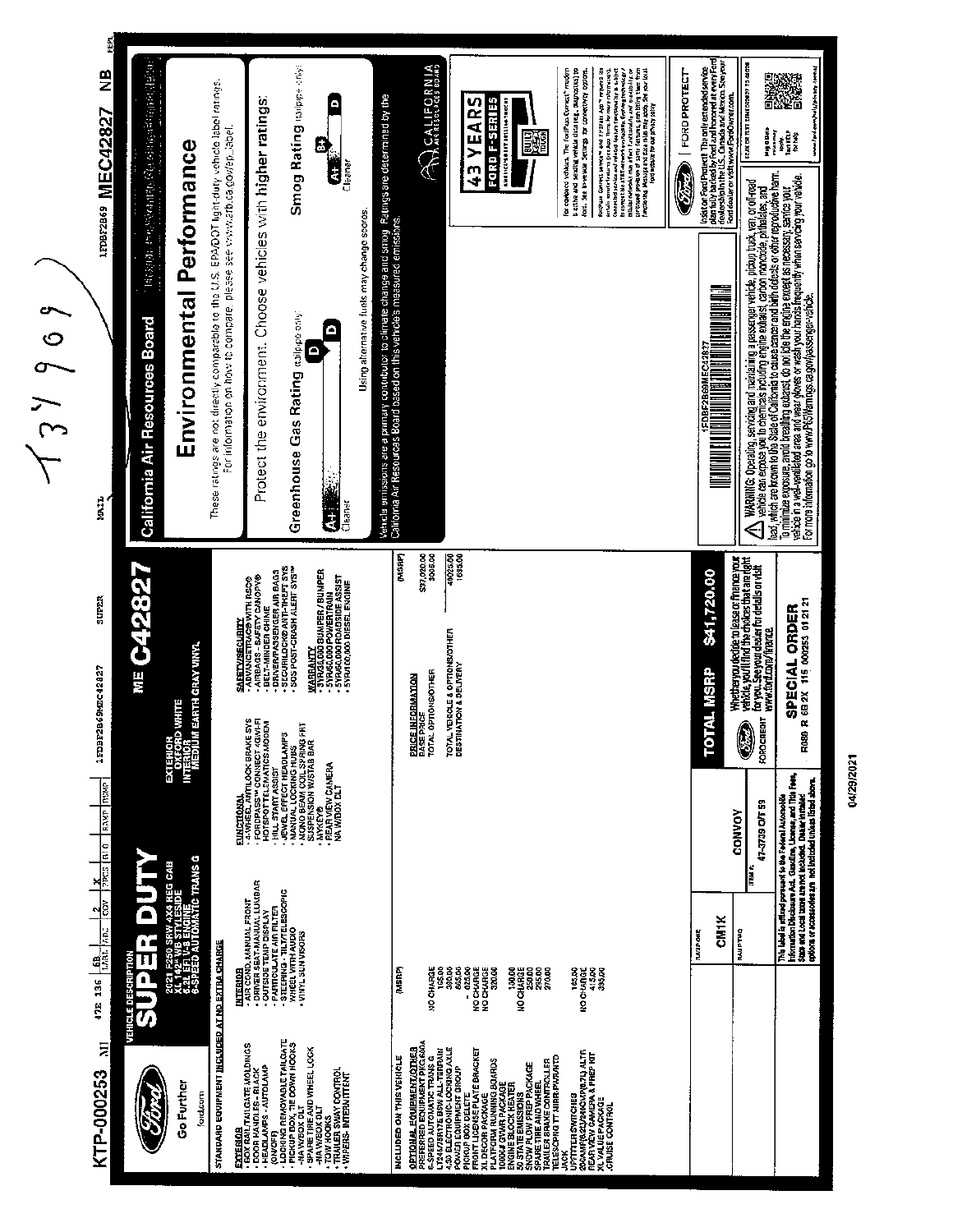KTP-000253

1FDBF2B69MEC42827 **MEC42827 NB**

T37969

# Ford — Go Further

fordcom

## VEHICLE DESCRIPTION

# SUPER DUTY

2021 F250 SRW 4X4 REG CAB
XL 142" WB STYLESIDE
6.2L EFI V-8 ENGINE
6-SPEED AUTOMATIC TRANS G

EXTERIOR
OXFORD WHITE
INTERIOR
MEDIUM EARTH GRAY VINYL

ME **C42827**

### STANDARD EQUIPMENT INCLUDED AT NO EXTRA CHARGE

**EXTERIOR**
- BOX RAIL/TAILGATE MOLDINGS
- DOOR HANDLES - BLACK
- HEADLAMPS - AUTOLAMP (ON/OFF)
- LOCKING REMOVABLE TAILGATE
- PICKUP BOX TIE DOWN HOOKS -NA W/BOX DLT
- SPARE TIRE AND WHEEL LOCK -NA W/BOX DLT
- TOW HOOKS
- TRAILER SWAY CONTROL
- WIPERS- INTERMITTENT

**INTERIOR**
- AIR COND, MANUAL FRONT
- DRIVER SEAT-MANUAL LUMBAR
- OUTSIDE TEMP DISPLAY
- PARTICULATE AIR FILTER
- STEERING - TILT/TELESCOPIC WHEEL WITH AUDIO
- VINYL SUN VISORS

**FUNCTIONAL**
- 4-WHEEL ANTILOCK BRAKE SYS
- FORDPASS™ CONNECT 4G WI-FI HOTSPOT TELEMATICS MODEM
- HILL START ASSIST
- JEWEL EFFECT HEADLAMPS
- MANUAL LOCKING HUBS
- MONO BEAM COIL SPRING FRT SUSPENSION W/STAB BAR
- MYKEY®
- REAR VIEW CAMERA NA W/BOX DLT

**SAFETY/SECURITY**
- ADVANCETRAC® WITH RSC®
- AIRBAGS - SAFETY CANOPY®
- BELT-MINDER CHIME
- DRIVER/PASSENGER AIR BAGS
- SECURILOCK® ANTI-THEFT SYS
- SOS POST-CRASH ALERT SYS™

**WARRANTY**
- 3YR/36,000 BUMPER / BUMPER
- 5YR/60,000 POWERTRAIN
- 5YR/60,000 ROADSIDE ASSIST
- 5YR/100,000 DIESEL ENGINE

### INCLUDED ON THIS VEHICLE

| OPTIONAL EQUIPMENT/OTHER | (MSRP) |
|---|---|
| PREFERRED EQUIPMENT PKG.600A | |
| 6-SPEED AUTOMATIC TRANS G | NO CHARGE |
| LT245/75R17E BSW ALL-TERRAIN | 165.00 |
| 4.30 ELECTRONIC-LOCKING AXLE | 390.00 |
| POWER EQUIPMENT GROUP | 865.00 |
| PICKUP BOX DELETE | - 625.00 |
| FRONT LICENSE PLATE BRACKET | NO CHARGE |
| XL DECOR PACKAGE | NO CHARGE |
| PLATFORM RUNNING BOARDS | 320.00 |
| 10000# GVWR PACKAGE | |
| ENGINE BLOCK HEATER | 100.00 |
| 50 STATE EMISSIONS | NO CHARGE |
| SNOW PLOW PREP PACKAGE | 250.00 |
| SPARE TIRE AND WHEEL | 295.00 |
| TRAILER BRAKE CONTROLLER | 270.00 |
| TELESCOPING TT MIRR PWR/HTD | |
| JACK | |
| UPFITTER SWITCHES | 165.00 |
| 200AMP(6.2L)/240AMP(6.7L) ALTR | NO CHARGE |
| REAR VIEW CAMERA & PREP KIT | 415.00 |
| XL VALUE PACKAGE | 395.00 |
| CRUISE CONTROL | |

| PRICE INFORMATION | (MSRP) |
|---|---|
| BASE PRICE | $37,030.00 |
| TOTAL OPTIONS/OTHER | 3005.00 |
| TOTAL VEHICLE & OPTIONS/OTHER | 40035.00 |
| DESTINATION & DELIVERY | 1695.00 |

**TOTAL MSRP $41,720.00**

Whether you decide to lease or finance your vehicle, you'll find the choices that are right for you. See your dealer for details or visit www.ford.com/finance

FORDCREDIT

RAIL/RAMP: CM1K — CONVOY — 47-3739 O/T 59

**SPECIAL ORDER**
R080 R 6B 2X 115 000253 01 21 21

This label is affixed pursuant to the Federal Automobile Information Disclosure Act. Gasoline, License, and Title Fees, State and Local taxes are not included. Dealer installed options or accessories are not included unless listed above.

04/29/2021

## California Air Resources Board

# Environmental Performance

These ratings are not directly comparable to the U.S. EPA/DOT light-duty vehicle label ratings. For information on how to compare, please see www.arb.ca.gov/ep_label.

Protect the environment. Choose vehicles with **higher ratings**:

Greenhouse Gas Rating (tailpipe only): **D** (scale A+ Cleaner to D)

Smog Rating (tailpipe only): **B+** (scale A+ Cleaner to D)

Using alternative fuels may change scores.

Vehicle emissions are a primary contributor to climate change and smog. Ratings are determined by the California Air Resources Board based on this vehicle's measured emissions.

CALIFORNIA AIR RESOURCES BOARD

**43 YEARS FORD F-SERIES** — AMERICA'S BEST-SELLING TRUCK — BUILT FORD TOUGH

1FDBF2B69MEC42827

⚠ WARNING: Operating, servicing and maintaining a passenger vehicle, pickup truck, van, or off-road vehicle can expose you to chemicals including engine exhaust, carbon monoxide, phthalates, and lead, which are known to the State of California to cause cancer and birth defects or other reproductive harm. To minimize exposure, avoid breathing exhaust, do not idle the engine except as necessary, service your vehicle in a well-ventilated area and wear gloves or wash your hands frequently when servicing your vehicle. For more information go to www.P65Warnings.ca.gov/passenger-vehicle.

FORD PROTECT — Insist on Ford Protect. The only extended service plan fully backed by Ford and honored at every Ford dealership in the U.S., Canada and Mexico. See your Ford dealer or visit www.FordOwner.com.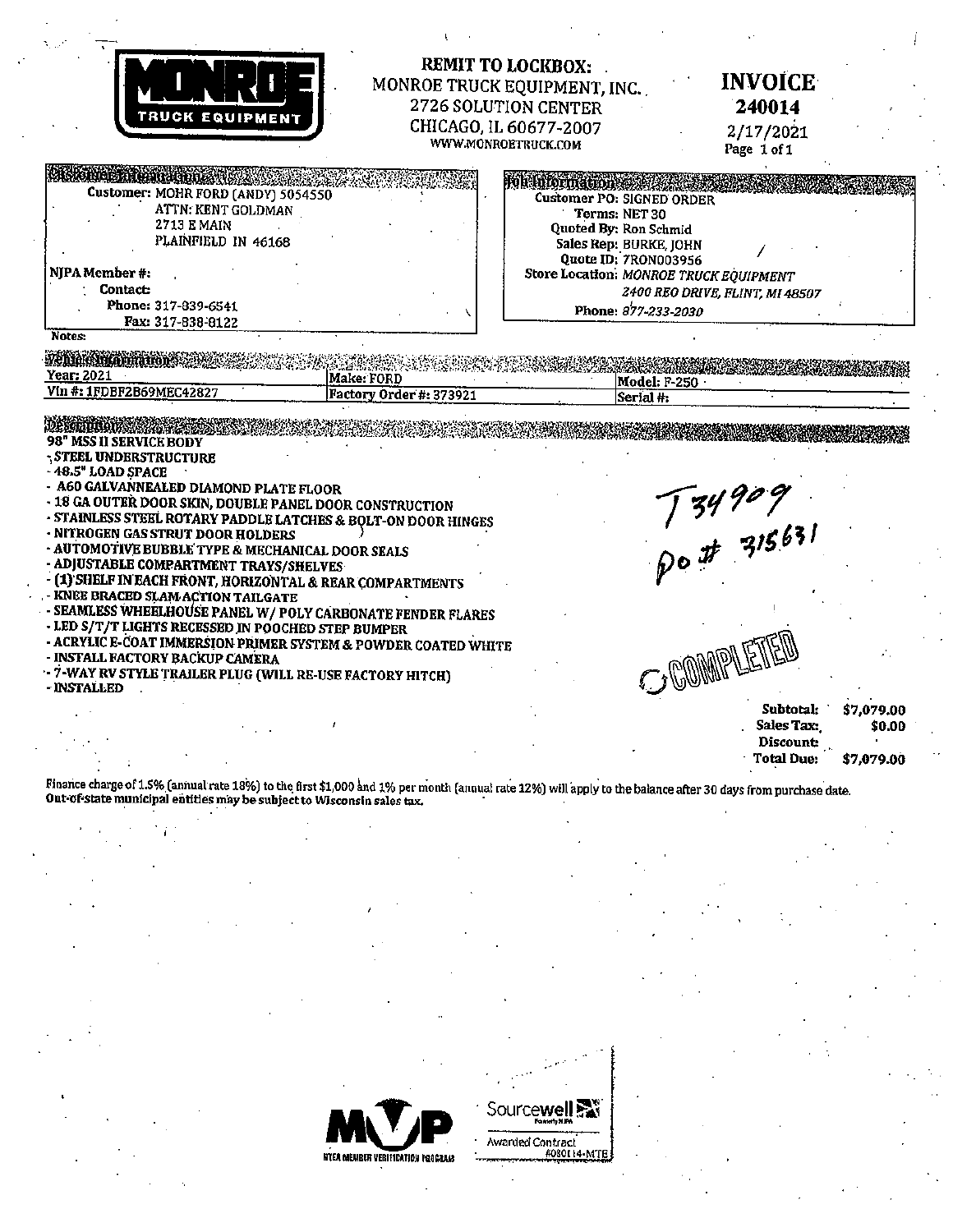**MONROE TRUCK EQUIPMENT**

**REMIT TO LOCKBOX:**
MONROE TRUCK EQUIPMENT, INC.
2726 SOLUTION CENTER
CHICAGO, IL 60677-2007
WWW.MONROETRUCK.COM

# INVOICE
**240014**
2/17/2021
Page 1 of 1

**Customer Information**

Customer: MOHR FORD (ANDY) 5054550
ATTN: KENT GOLDMAN
2713 E MAIN
PLAINFIELD IN 46168

NJPA Member #:
Contact:
Phone: 317-839-6541
Fax: 317-838-8122

Notes:

**Job Information**

Customer PO: SIGNED ORDER
Terms: NET 30
Quoted By: Ron Schmid
Sales Rep: BURKE, JOHN
Quote ID: 7RON003956
Store Location: *MONROE TRUCK EQUIPMENT, 2400 REO DRIVE, FLINT, MI 48507*
Phone: *877-233-2030*

**Vehicle Information**

| Year: 2021 | Make: FORD | Model: F-250 |
|---|---|---|
| Vin #: 1FDBF2B69MEC42827 | Factory Order #: 373921 | Serial #: |

**Description**

98" MSS II SERVICE BODY
- STEEL UNDERSTRUCTURE
- 48.5" LOAD SPACE
- A60 GALVANNEALED DIAMOND PLATE FLOOR
- 18 GA OUTER DOOR SKIN, DOUBLE PANEL DOOR CONSTRUCTION
- STAINLESS STEEL ROTARY PADDLE LATCHES & BOLT-ON DOOR HINGES
- NITROGEN GAS STRUT DOOR HOLDERS
- AUTOMOTIVE BUBBLE TYPE & MECHANICAL DOOR SEALS
- ADJUSTABLE COMPARTMENT TRAYS/SHELVES
- (1) SHELF IN EACH FRONT, HORIZONTAL & REAR COMPARTMENTS
- KNEE BRACED SLAM-ACTION TAILGATE
- SEAMLESS WHEELHOUSE PANEL W/ POLY CARBONATE FENDER FLARES
- LED S/T/T LIGHTS RECESSED IN POOCHED STEP BUMPER
- ACRYLIC E-COAT IMMERSION PRIMER SYSTEM & POWDER COATED WHITE
- INSTALL FACTORY BACKUP CAMERA
- 7-WAY RV STYLE TRAILER PLUG (WILL RE-USE FACTORY HITCH)
- INSTALLED

T34909
PO # 315631

COMPLETED

| | |
|---|---|
| Subtotal: | $7,079.00 |
| Sales Tax: | $0.00 |
| Discount: | |
| Total Due: | $7,079.00 |

Finance charge of 1.5% (annual rate 18%) to the first $1,000 and 1% per month (annual rate 12%) will apply to the balance after 30 days from purchase date.
Out-of-state municipal entities may be subject to Wisconsin sales tax.

MVP NTEA MEMBER VERIFICATION PROGRAM

Sourcewell Formerly NJPA — Awarded Contract #080114-MTE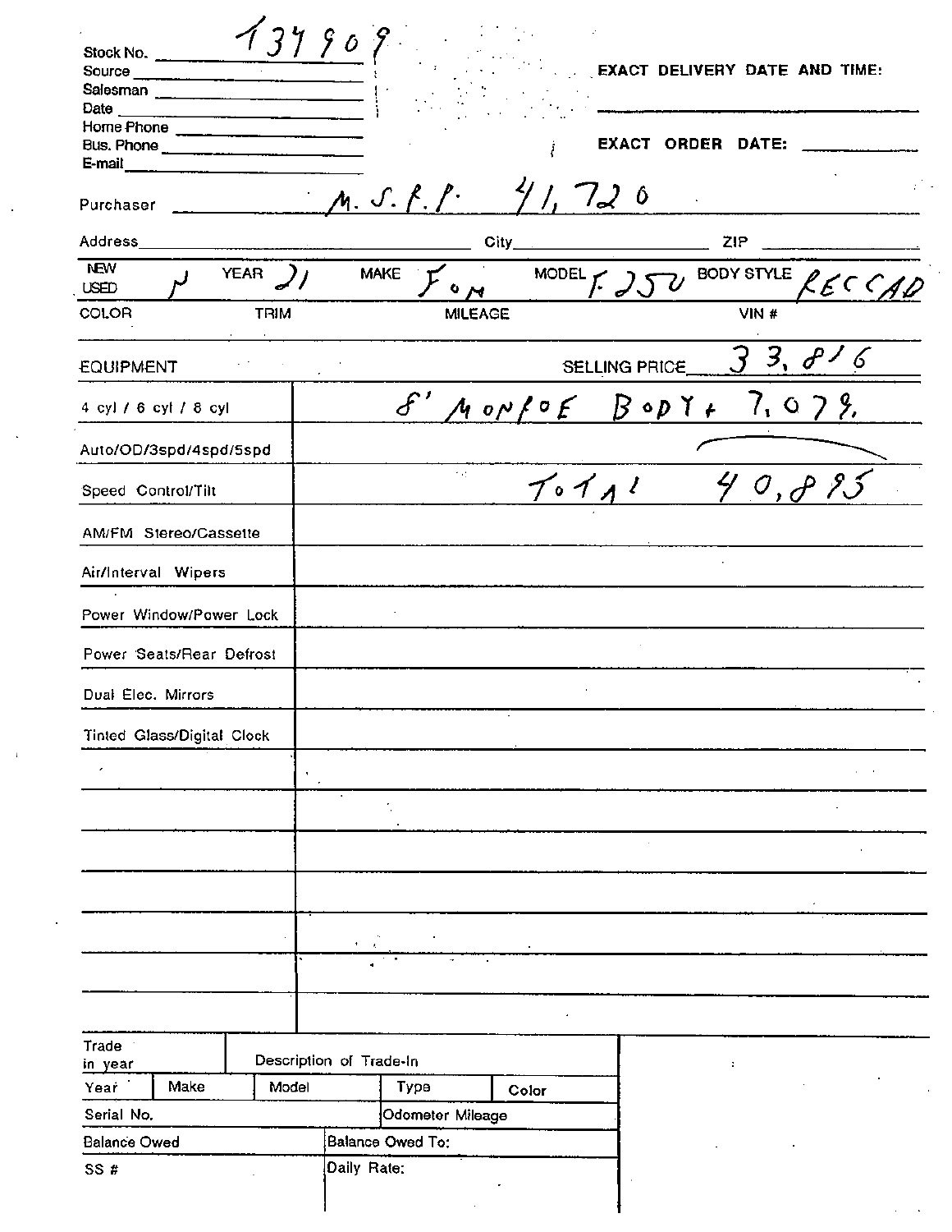Stock No. 137909

Source

Salesman

Date

Home Phone

Bus. Phone

E-mail

**EXACT DELIVERY DATE AND TIME:**

**EXACT ORDER DATE:**

Purchaser M.S.R.P. 41,720

Address | City | ZIP

| NEW USED | YEAR | MAKE | MODEL | BODY STYLE |
|---|---|---|---|---|
| N | 21 | Fom | F-250 | REC CAB |

| COLOR | TRIM | MILEAGE | VIN # |
|---|---|---|---|
| | | | |

| EQUIPMENT | SELLING PRICE 33,816 |
|---|---|
| 4 cyl / 6 cyl / 8 cyl | 8' MONROE BODY + 7,079. |
| Auto/OD/3spd/4spd/5spd | |
| Speed Control/Tilt | TOTAL 40,895 |
| AM/FM Stereo/Cassette | |
| Air/Interval Wipers | |
| Power Window/Power Lock | |
| Power Seats/Rear Defrost | |
| Dual Elec. Mirrors | |
| Tinted Glass/Digital Clock | |
| | |
| | |
| | |
| | |
| | |
| | |

| Trade in year | Description of Trade-In | | | |
|---|---|---|---|---|
| Year | Make | Model | Type | Color |
| Serial No. | | | Odometer Mileage | |
| Balance Owed | | Balance Owed To: | | |
| SS # | | Daily Rate: | | |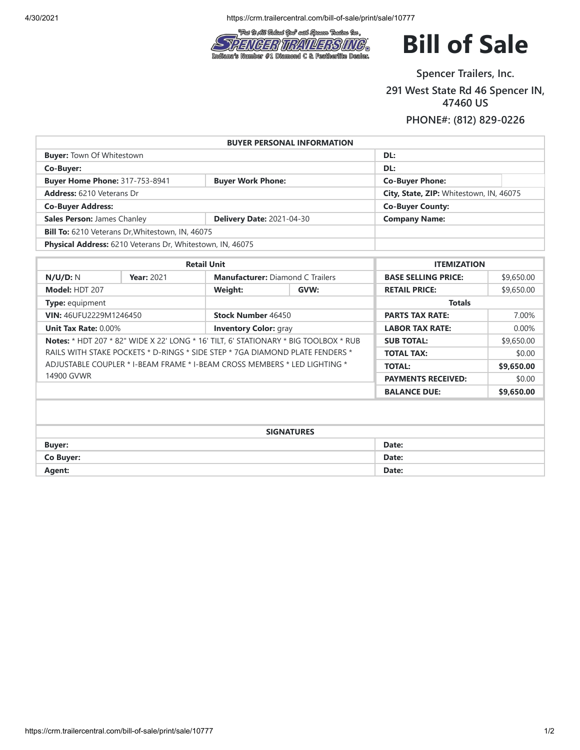"Put It All Behind You" with Spencer Trailers Inc.

SPENCER TRAILERS INC.

Indiana's Number #1 Diamond C & Featherlite Dealer.

# Bill of Sale

**Spencer Trailers, Inc.**

**291 West State Rd 46 Spencer IN, 47460 US**

**PHONE#: (812) 829-0226**

| BUYER PERSONAL INFORMATION | | | |
|---|---|---|---|
| **Buyer:** Town Of Whitestown | | **DL:** | |
| **Co-Buyer:** | | **DL:** | |
| **Buyer Home Phone:** 317-753-8941 | **Buyer Work Phone:** | **Co-Buyer Phone:** | |
| **Address:** 6210 Veterans Dr | | **City, State, ZIP:** Whitestown, IN, 46075 | |
| **Co-Buyer Address:** | | **Co-Buyer County:** | |
| **Sales Person:** James Chanley | **Delivery Date:** 2021-04-30 | **Company Name:** | |
| **Bill To:** 6210 Veterans Dr,Whitestown, IN, 46075 | | | |
| **Physical Address:** 6210 Veterans Dr, Whitestown, IN, 46075 | | | |

| Retail Unit | | | |
|---|---|---|---|
| **N/U/D:** N | **Year:** 2021 | **Manufacturer:** Diamond C Trailers | |
| **Model:** HDT 207 | | **Weight:** | **GVW:** |
| **Type:** equipment | | | |
| **VIN:** 46UFU2229M1246450 | | **Stock Number** 46450 | |
| **Unit Tax Rate:** 0.00% | | **Inventory Color:** gray | |
| **Notes:** * HDT 207 * 82" WIDE X 22' LONG * 16' TILT, 6' STATIONARY * BIG TOOLBOX * RUB RAILS WITH STAKE POCKETS * D-RINGS * SIDE STEP * 7GA DIAMOND PLATE FENDERS * ADJUSTABLE COUPLER * I-BEAM FRAME * I-BEAM CROSS MEMBERS * LED LIGHTING * 14900 GVWR | | | |

| ITEMIZATION | |
|---|---|
| **BASE SELLING PRICE:** | $9,650.00 |
| **RETAIL PRICE:** | $9,650.00 |
| **Totals** | |
| **PARTS TAX RATE:** | 7.00% |
| **LABOR TAX RATE:** | 0.00% |
| **SUB TOTAL:** | $9,650.00 |
| **TOTAL TAX:** | $0.00 |
| **TOTAL:** | **$9,650.00** |
| **PAYMENTS RECEIVED:** | $0.00 |
| **BALANCE DUE:** | **$9,650.00** |

| SIGNATURES | |
|---|---|
| **Buyer:** | **Date:** |
| **Co Buyer:** | **Date:** |
| **Agent:** | **Date:** |